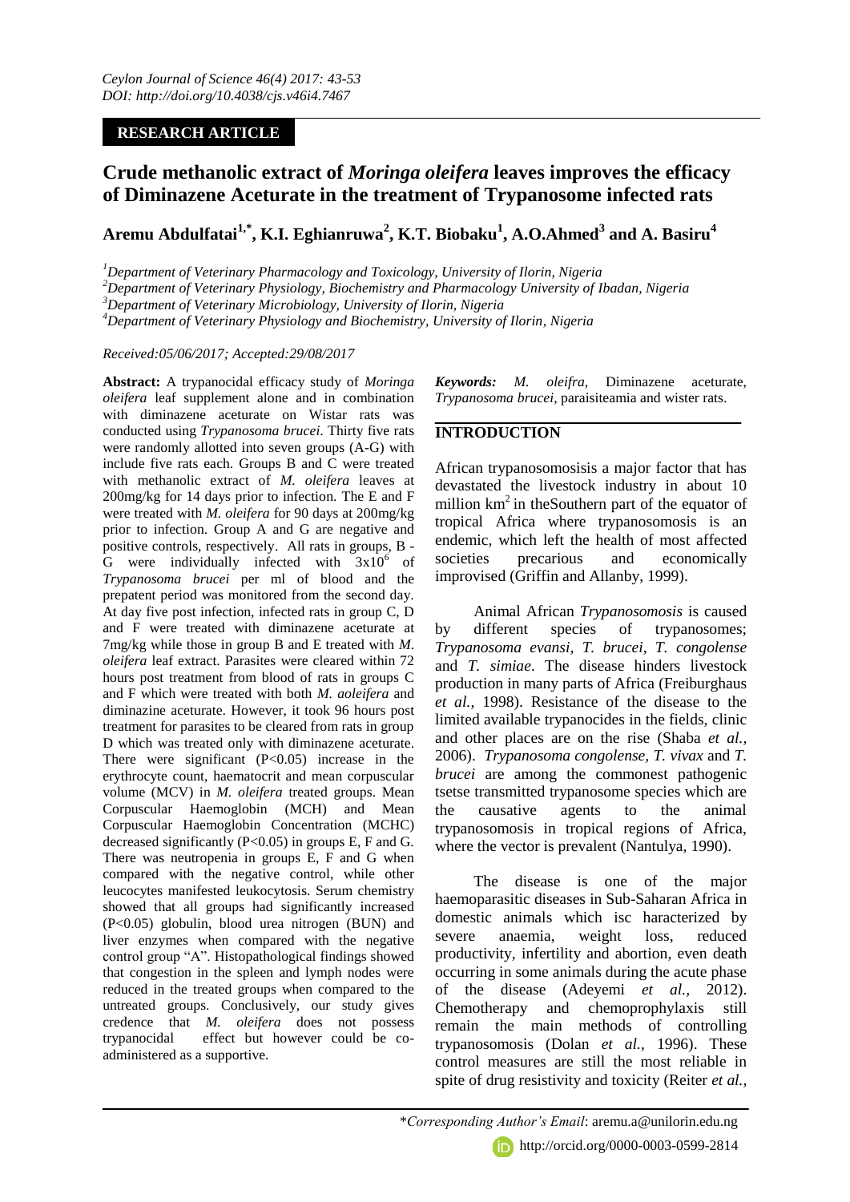**RESEARCH ARTICLE**

# Crude methanolic extract of *Moringa oleifera* leaves improves the efficacy of Diminazene Aceturate in the treatment of Trypanosome infected rats

**Aremu Abdulfatai[1,*], K.I. Eghianruwa[2], K.T. Biobaku[1], A.O.Ahmed[3] and A. Basiru[4]**

[1]Department of Veterinary Pharmacology and Toxicology, University of Ilorin, Nigeria

[2]Department of Veterinary Physiology, Biochemistry and Pharmacology University of Ibadan, Nigeria

[3]Department of Veterinary Microbiology, University of Ilorin, Nigeria

[4]Department of Veterinary Physiology and Biochemistry, University of Ilorin, Nigeria

*Received:05/06/2017; Accepted:29/08/2017*

**Abstract:** A trypanocidal efficacy study of *Moringa oleifera* leaf supplement alone and in combination with diminazene aceturate on Wistar rats was conducted using *Trypanosoma brucei*. Thirty five rats were randomly allotted into seven groups (A-G) with include five rats each. Groups B and C were treated with methanolic extract of *M. oleifera* leaves at 200mg/kg for 14 days prior to infection. The E and F were treated with *M. oleifera* for 90 days at 200mg/kg prior to infection. Group A and G are negative and positive controls, respectively. All rats in groups, B - G were individually infected with $3x10^6$ of *Trypanosoma brucei* per ml of blood and the prepatent period was monitored from the second day. At day five post infection, infected rats in group C, D and F were treated with diminazene aceturate at 7mg/kg while those in group B and E treated with *M. oleifera* leaf extract. Parasites were cleared within 72 hours post treatment from blood of rats in groups C and F which were treated with both *M. aoleifera* and diminazine aceturate. However, it took 96 hours post treatment for parasites to be cleared from rats in group D which was treated only with diminazene aceturate. There were significant (P<0.05) increase in the erythrocyte count, haematocrit and mean corpuscular volume (MCV) in *M. oleifera* treated groups. Mean Corpuscular Haemoglobin (MCH) and Mean Corpuscular Haemoglobin Concentration (MCHC) decreased significantly (P<0.05) in groups E, F and G. There was neutropenia in groups E, F and G when compared with the negative control, while other leucocytes manifested leukocytosis. Serum chemistry showed that all groups had significantly increased (P<0.05) globulin, blood urea nitrogen (BUN) and liver enzymes when compared with the negative control group "A". Histopathological findings showed that congestion in the spleen and lymph nodes were reduced in the treated groups when compared to the untreated groups. Conclusively, our study gives credence that *M. oleifera* does not possess trypanocidal effect but however could be co-administered as a supportive.

***Keywords:*** *M. oleifra,* Diminazene aceturate, *Trypanosoma brucei*, paraisiteamia and wister rats.

## INTRODUCTION

African trypanosomosisis a major factor that has devastated the livestock industry in about 10 million km$^2$ in theSouthern part of the equator of tropical Africa where trypanosomosis is an endemic, which left the health of most affected societies precarious and economically improvised (Griffin and Allanby, 1999).

Animal African *Trypanosomosis* is caused by different species of trypanosomes; *Trypanosoma evansi, T. brucei, T. congolense* and *T. simiae*. The disease hinders livestock production in many parts of Africa (Freiburghaus *et al.,* 1998). Resistance of the disease to the limited available trypanocides in the fields, clinic and other places are on the rise (Shaba *et al.,* 2006). *Trypanosoma congolense, T. vivax* and *T. brucei* are among the commonest pathogenic tsetse transmitted trypanosome species which are the causative agents to the animal trypanosomosis in tropical regions of Africa, where the vector is prevalent (Nantulya, 1990).

The disease is one of the major haemoparasitic diseases in Sub-Saharan Africa in domestic animals which isc haracterized by severe anaemia, weight loss, reduced productivity, infertility and abortion, even death occurring in some animals during the acute phase of the disease (Adeyemi *et al.,* 2012). Chemotherapy and chemoprophylaxis still remain the main methods of controlling trypanosomosis (Dolan *et al.,* 1996). These control measures are still the most reliable in spite of drug resistivity and toxicity (Reiter *et al.,*

*\*Corresponding Author's Email*: aremu.a@unilorin.edu.ng

http://orcid.org/0000-0003-0599-2814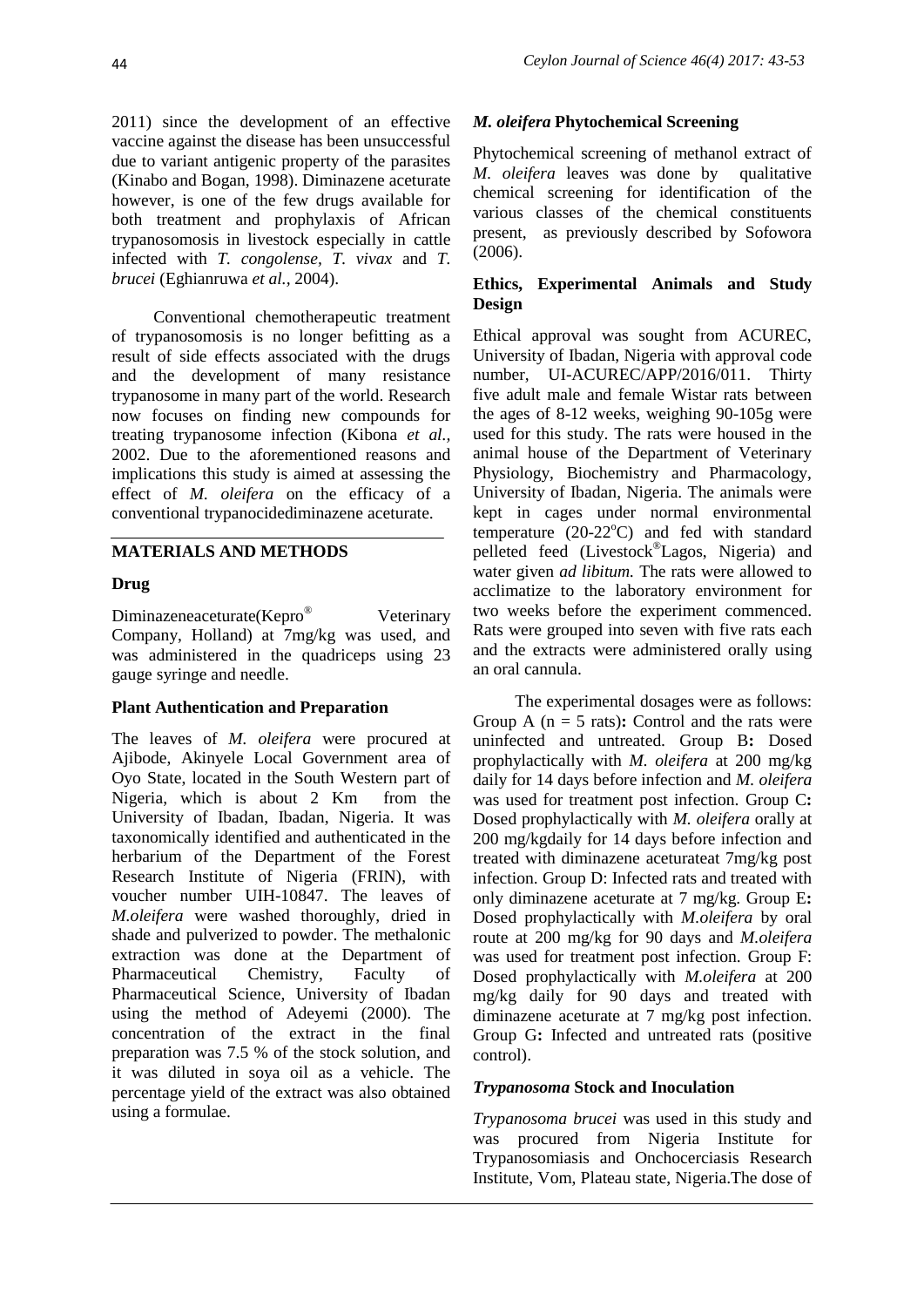2011) since the development of an effective vaccine against the disease has been unsuccessful due to variant antigenic property of the parasites (Kinabo and Bogan, 1998). Diminazene aceturate however, is one of the few drugs available for both treatment and prophylaxis of African trypanosomosis in livestock especially in cattle infected with *T. congolense*, *T. vivax* and *T. brucei* (Eghianruwa *et al.,* 2004).

Conventional chemotherapeutic treatment of trypanosomosis is no longer befitting as a result of side effects associated with the drugs and the development of many resistance trypanosome in many part of the world. Research now focuses on finding new compounds for treating trypanosome infection (Kibona *et al.,* 2002. Due to the aforementioned reasons and implications this study is aimed at assessing the effect of *M. oleifera* on the efficacy of a conventional trypanocidediminazene aceturate.

## MATERIALS AND METHODS

### Drug

Diminazeneaceturate(Kepro® Veterinary Company, Holland) at 7mg/kg was used, and was administered in the quadriceps using 23 gauge syringe and needle.

### Plant Authentication and Preparation

The leaves of *M. oleifera* were procured at Ajibode, Akinyele Local Government area of Oyo State, located in the South Western part of Nigeria, which is about 2 Km from the University of Ibadan, Ibadan, Nigeria. It was taxonomically identified and authenticated in the herbarium of the Department of the Forest Research Institute of Nigeria (FRIN), with voucher number UIH-10847. The leaves of *M.oleifera* were washed thoroughly, dried in shade and pulverized to powder. The methalonic extraction was done at the Department of Pharmaceutical Chemistry, Faculty of Pharmaceutical Science, University of Ibadan using the method of Adeyemi (2000). The concentration of the extract in the final preparation was 7.5 % of the stock solution, and it was diluted in soya oil as a vehicle. The percentage yield of the extract was also obtained using a formulae.

### *M. oleifera* Phytochemical Screening

Phytochemical screening of methanol extract of *M. oleifera* leaves was done by qualitative chemical screening for identification of the various classes of the chemical constituents present, as previously described by Sofowora (2006).

### Ethics, Experimental Animals and Study Design

Ethical approval was sought from ACUREC, University of Ibadan, Nigeria with approval code number, UI-ACUREC/APP/2016/011. Thirty five adult male and female Wistar rats between the ages of 8-12 weeks, weighing 90-105g were used for this study. The rats were housed in the animal house of the Department of Veterinary Physiology, Biochemistry and Pharmacology, University of Ibadan, Nigeria. The animals were kept in cages under normal environmental temperature (20-22°C) and fed with standard pelleted feed (Livestock®Lagos, Nigeria) and water given *ad libitum.* The rats were allowed to acclimatize to the laboratory environment for two weeks before the experiment commenced. Rats were grouped into seven with five rats each and the extracts were administered orally using an oral cannula.

The experimental dosages were as follows: Group A (n = 5 rats)**:** Control and the rats were uninfected and untreated. Group B**:** Dosed prophylactically with *M. oleifera* at 200 mg/kg daily for 14 days before infection and *M. oleifera* was used for treatment post infection. Group C**:** Dosed prophylactically with *M. oleifera* orally at 200 mg/kgdaily for 14 days before infection and treated with diminazene aceturateat 7mg/kg post infection. Group D: Infected rats and treated with only diminazene aceturate at 7 mg/kg. Group E**:** Dosed prophylactically with *M.oleifera* by oral route at 200 mg/kg for 90 days and *M.oleifera* was used for treatment post infection. Group F: Dosed prophylactically with *M.oleifera* at 200 mg/kg daily for 90 days and treated with diminazene aceturate at 7 mg/kg post infection. Group G**:** Infected and untreated rats (positive control).

### *Trypanosoma* Stock and Inoculation

*Trypanosoma brucei* was used in this study and was procured from Nigeria Institute for Trypanosomiasis and Onchocerciasis Research Institute, Vom, Plateau state, Nigeria.The dose of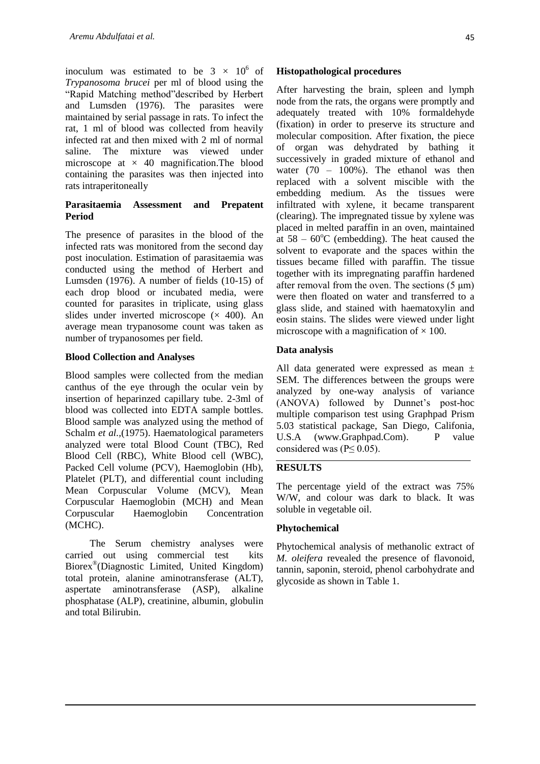inoculum was estimated to be $3 \times 10^6$ of *Trypanosoma brucei* per ml of blood using the "Rapid Matching method"described by Herbert and Lumsden (1976). The parasites were maintained by serial passage in rats. To infect the rat, 1 ml of blood was collected from heavily infected rat and then mixed with 2 ml of normal saline. The mixture was viewed under microscope at $\times$ 40 magnification.The blood containing the parasites was then injected into rats intraperitoneally

**Parasitaemia Assessment and Prepatent Period**

The presence of parasites in the blood of the infected rats was monitored from the second day post inoculation. Estimation of parasitaemia was conducted using the method of Herbert and Lumsden (1976). A number of fields (10-15) of each drop blood or incubated media, were counted for parasites in triplicate, using glass slides under inverted microscope ($\times$ 400). An average mean trypanosome count was taken as number of trypanosomes per field.

**Blood Collection and Analyses**

Blood samples were collected from the median canthus of the eye through the ocular vein by insertion of heparinzed capillary tube. 2-3ml of blood was collected into EDTA sample bottles. Blood sample was analyzed using the method of Schalm *et al.*,(1975). Haematological parameters analyzed were total Blood Count (TBC), Red Blood Cell (RBC), White Blood cell (WBC), Packed Cell volume (PCV), Haemoglobin (Hb), Platelet (PLT), and differential count including Mean Corpuscular Volume (MCV), Mean Corpuscular Haemoglobin (MCH) and Mean Corpuscular Haemoglobin Concentration (MCHC).

The Serum chemistry analyses were carried out using commercial test kits Biorex®(Diagnostic Limited, United Kingdom) total protein, alanine aminotransferase (ALT), aspertate aminotransferase (ASP), alkaline phosphatase (ALP), creatinine, albumin, globulin and total Bilirubin.

**Histopathological procedures**

After harvesting the brain, spleen and lymph node from the rats, the organs were promptly and adequately treated with 10% formaldehyde (fixation) in order to preserve its structure and molecular composition. After fixation, the piece of organ was dehydrated by bathing it successively in graded mixture of ethanol and water (70 – 100%). The ethanol was then replaced with a solvent miscible with the embedding medium. As the tissues were infiltrated with xylene, it became transparent (clearing). The impregnated tissue by xylene was placed in melted paraffin in an oven, maintained at 58 – 60$^{o}$C (embedding). The heat caused the solvent to evaporate and the spaces within the tissues became filled with paraffin. The tissue together with its impregnating paraffin hardened after removal from the oven. The sections (5 μm) were then floated on water and transferred to a glass slide, and stained with haematoxylin and eosin stains. The slides were viewed under light microscope with a magnification of $\times$ 100.

**Data analysis**

All data generated were expressed as mean ± SEM. The differences between the groups were analyzed by one-way analysis of variance (ANOVA) followed by Dunnet's post-hoc multiple comparison test using Graphpad Prism 5.03 statistical package, San Diego, Califonia, U.S.A (www.Graphpad.Com). P value considered was ($P \leq 0.05$).

## RESULTS

The percentage yield of the extract was 75% W/W, and colour was dark to black. It was soluble in vegetable oil.

**Phytochemical**

Phytochemical analysis of methanolic extract of *M. oleifera* revealed the presence of flavonoid, tannin, saponin, steroid, phenol carbohydrate and glycoside as shown in Table 1.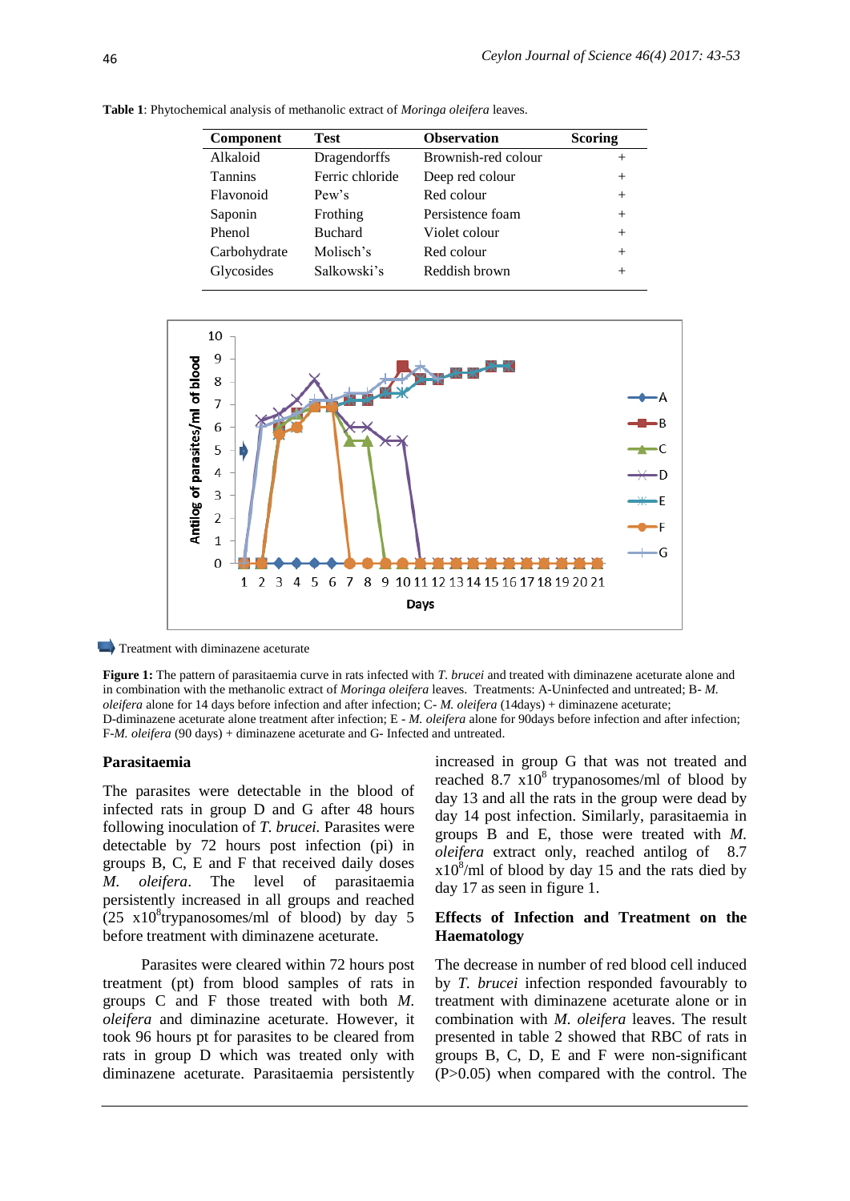**Table 1**: Phytochemical analysis of methanolic extract of *Moringa oleifera* leaves.

| Component | Test | Observation | Scoring |
|---|---|---|---|
| Alkaloid | Dragendorffs | Brownish-red colour | + |
| Tannins | Ferric chloride | Deep red colour | + |
| Flavonoid | Pew's | Red colour | + |
| Saponin | Frothing | Persistence foam | + |
| Phenol | Buchard | Violet colour | + |
| Carbohydrate | Molisch's | Red colour | + |
| Glycosides | Salkowski's | Reddish brown | + |

Treatment with diminazene aceturate

**Figure 1:** The pattern of parasitaemia curve in rats infected with *T. brucei* and treated with diminazene aceturate alone and in combination with the methanolic extract of *Moringa oleifera* leaves. Treatments: A-Uninfected and untreated; B- *M. oleifera* alone for 14 days before infection and after infection; C- *M. oleifera* (14days) + diminazene aceturate; D-diminazene aceturate alone treatment after infection; E - *M. oleifera* alone for 90days before infection and after infection; F-*M. oleifera* (90 days) + diminazene aceturate and G- Infected and untreated.

## Parasitaemia

The parasites were detectable in the blood of infected rats in group D and G after 48 hours following inoculation of *T. brucei.* Parasites were detectable by 72 hours post infection (pi) in groups B, C, E and F that received daily doses *M. oleifera*. The level of parasitaemia persistently increased in all groups and reached (25 $x10^8$trypanosomes/ml of blood) by day 5 before treatment with diminazene aceturate.

Parasites were cleared within 72 hours post treatment (pt) from blood samples of rats in groups C and F those treated with both *M. oleifera* and diminazine aceturate. However, it took 96 hours pt for parasites to be cleared from rats in group D which was treated only with diminazene aceturate. Parasitaemia persistently increased in group G that was not treated and reached 8.7 $x10^8$ trypanosomes/ml of blood by day 13 and all the rats in the group were dead by day 14 post infection. Similarly, parasitaemia in groups B and E, those were treated with *M. oleifera* extract only, reached antilog of 8.7 $x10^8$/ml of blood by day 15 and the rats died by day 17 as seen in figure 1.

## Effects of Infection and Treatment on the Haematology

The decrease in number of red blood cell induced by *T. brucei* infection responded favourably to treatment with diminazene aceturate alone or in combination with *M. oleifera* leaves. The result presented in table 2 showed that RBC of rats in groups B, C, D, E and F were non-significant (P>0.05) when compared with the control. The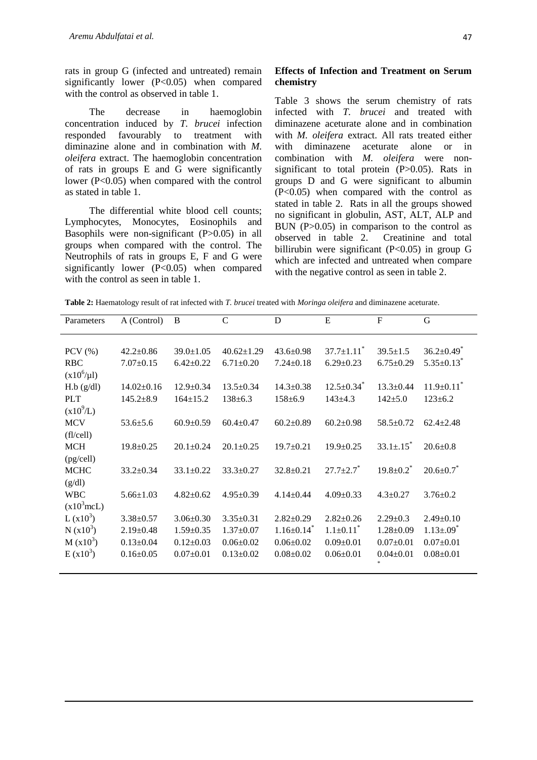rats in group G (infected and untreated) remain significantly lower (P<0.05) when compared with the control as observed in table 1.

The decrease in haemoglobin concentration induced by *T. brucei* infection responded favourably to treatment with diminazine alone and in combination with *M. oleifera* extract. The haemoglobin concentration of rats in groups E and G were significantly lower (P<0.05) when compared with the control as stated in table 1.

The differential white blood cell counts; Lymphocytes, Monocytes, Eosinophils and Basophils were non-significant (P>0.05) in all groups when compared with the control. The Neutrophils of rats in groups E, F and G were significantly lower (P<0.05) when compared with the control as seen in table 1.

**Effects of Infection and Treatment on Serum chemistry**

Table 3 shows the serum chemistry of rats infected with *T. brucei* and treated with diminazene aceturate alone and in combination with *M. oleifera* extract. All rats treated either with diminazene aceturate alone or in combination with *M. oleifera* were non-significant to total protein (P>0.05). Rats in groups D and G were significant to albumin (P<0.05) when compared with the control as stated in table 2. Rats in all the groups showed no significant in globulin, AST, ALT, ALP and BUN (P>0.05) in comparison to the control as observed in table 2. Creatinine and total billirubin were significant (P<0.05) in group G which are infected and untreated when compare with the negative control as seen in table 2.

**Table 2:** Haematology result of rat infected with *T. brucei* treated with *Moringa oleifera* and diminazene aceturate.

| Parameters | A (Control) | B | C | D | E | F | G |
|---|---|---|---|---|---|---|---|
| PCV (%) | 42.2±0.86 | 39.0±1.05 | 40.62±1.29 | 43.6±0.98 | 37.7±1.11* | 39.5±1.5 | 36.2±0.49* |
| RBC ($x10^6$/µl) | 7.07±0.15 | 6.42±0.22 | 6.71±0.20 | 7.24±0.18 | 6.29±0.23 | 6.75±0.29 | 5.35±0.13* |
| H.b (g/dl) | 14.02±0.16 | 12.9±0.34 | 13.5±0.34 | 14.3±0.38 | 12.5±0.34* | 13.3±0.44 | 11.9±0.11* |
| PLT ($x10^9$/L) | 145.2±8.9 | 164±15.2 | 138±6.3 | 158±6.9 | 143±4.3 | 142±5.0 | 123±6.2 |
| MCV (fl/cell) | 53.6±5.6 | 60.9±0.59 | 60.4±0.47 | 60.2±0.89 | 60.2±0.98 | 58.5±0.72 | 62.4±2.48 |
| MCH (pg/cell) | 19.8±0.25 | 20.1±0.24 | 20.1±0.25 | 19.7±0.21 | 19.9±0.25 | 33.1±.15* | 20.6±0.8 |
| MCHC (g/dl) | 33.2±0.34 | 33.1±0.22 | 33.3±0.27 | 32.8±0.21 | 27.7±2.7* | 19.8±0.2* | 20.6±0.7* |
| WBC ($x10^3$mcL) | 5.66±1.03 | 4.82±0.62 | 4.95±0.39 | 4.14±0.44 | 4.09±0.33 | 4.3±0.27 | 3.76±0.2 |
| L ($x10^3$) | 3.38±0.57 | 3.06±0.30 | 3.35±0.31 | 2.82±0.29 | 2.82±0.26 | 2.29±0.3 | 2.49±0.10 |
| N ($x10^3$) | 2.19±0.48 | 1.59±0.35 | 1.37±0.07 | 1.16±0.14* | 1.1±0.11* | 1.28±0.09 | 1.13±.09* |
| M ($x10^3$) | 0.13±0.04 | 0.12±0.03 | 0.06±0.02 | 0.06±0.02 | 0.09±0.01 | 0.07±0.01 | 0.07±0.01 |
| E ($x10^3$) | 0.16±0.05 | 0.07±0.01 | 0.13±0.02 | 0.08±0.02 | 0.06±0.01 | 0.04±0.01* | 0.08±0.01 |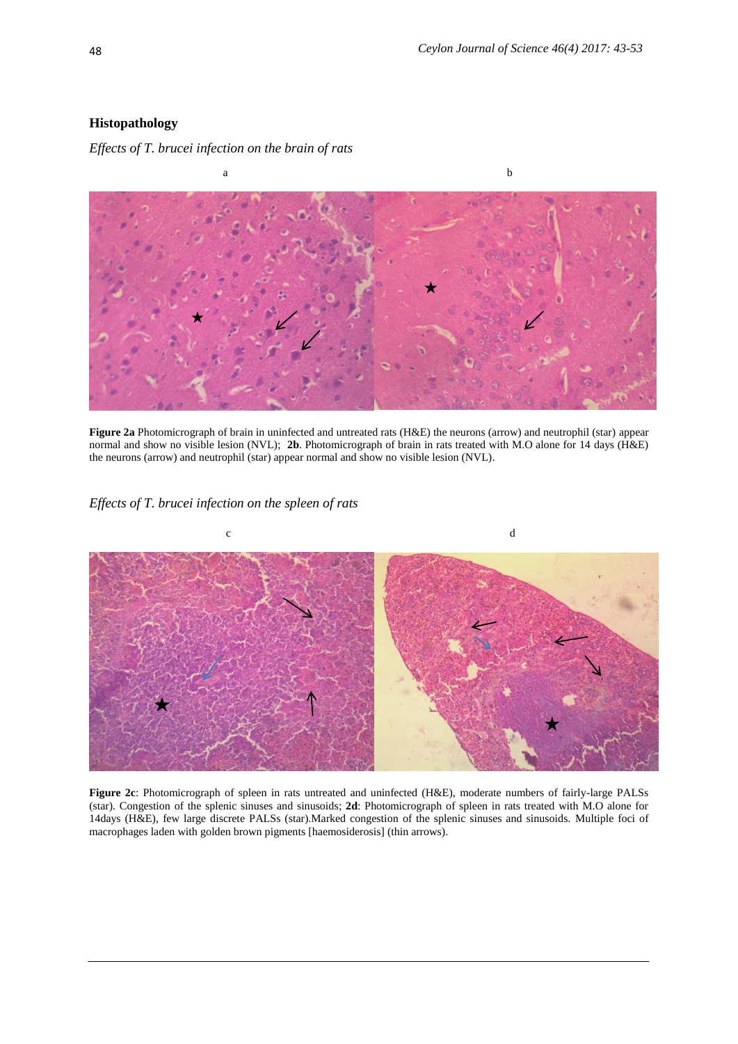## Histopathology

*Effects of T. brucei infection on the brain of rats*

a b

**Figure 2a** Photomicrograph of brain in uninfected and untreated rats (H&E) the neurons (arrow) and neutrophil (star) appear normal and show no visible lesion (NVL); **2b**. Photomicrograph of brain in rats treated with M.O alone for 14 days (H&E) the neurons (arrow) and neutrophil (star) appear normal and show no visible lesion (NVL).

*Effects of T. brucei infection on the spleen of rats*

c d

**Figure 2c**: Photomicrograph of spleen in rats untreated and uninfected (H&E), moderate numbers of fairly-large PALSs (star). Congestion of the splenic sinuses and sinusoids; **2d**: Photomicrograph of spleen in rats treated with M.O alone for 14days (H&E), few large discrete PALSs (star).Marked congestion of the splenic sinuses and sinusoids. Multiple foci of macrophages laden with golden brown pigments [haemosiderosis] (thin arrows).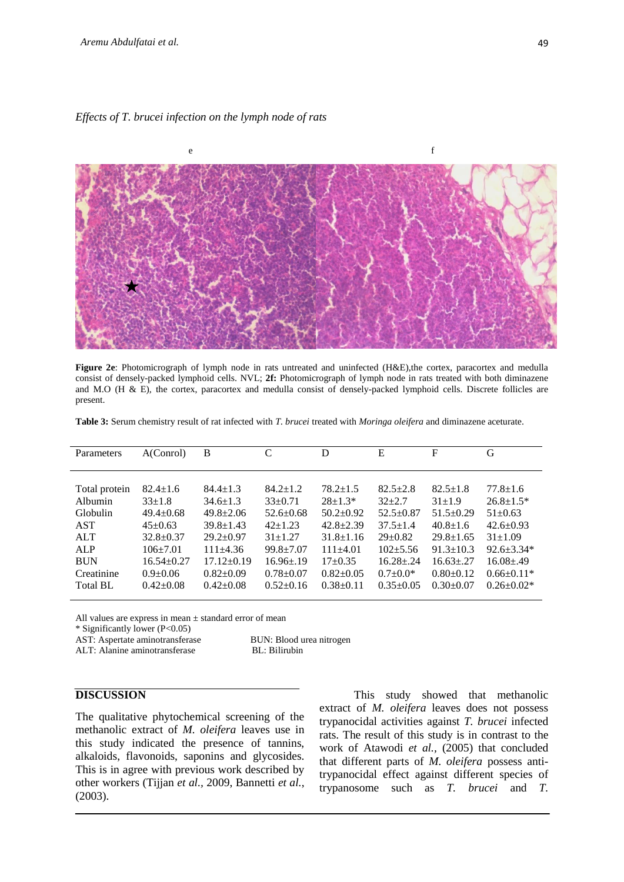*Effects of T. brucei infection on the lymph node of rats*

**Figure 2e**: Photomicrograph of lymph node in rats untreated and uninfected (H&E),the cortex, paracortex and medulla consist of densely-packed lymphoid cells. NVL; **2f:** Photomicrograph of lymph node in rats treated with both diminazene and M.O (H & E), the cortex, paracortex and medulla consist of densely-packed lymphoid cells. Discrete follicles are present.

**Table 3:** Serum chemistry result of rat infected with *T. brucei* treated with *Moringa oleifera* and diminazene aceturate.

| Parameters | A(Conrol) | B | C | D | E | F | G |
|---|---|---|---|---|---|---|---|
| Total protein | 82.4±1.6 | 84.4±1.3 | 84.2±1.2 | 78.2±1.5 | 82.5±2.8 | 82.5±1.8 | 77.8±1.6 |
| Albumin | 33±1.8 | 34.6±1.3 | 33±0.71 | 28±1.3* | 32±2.7 | 31±1.9 | 26.8±1.5* |
| Globulin | 49.4±0.68 | 49.8±2.06 | 52.6±0.68 | 50.2±0.92 | 52.5±0.87 | 51.5±0.29 | 51±0.63 |
| AST | 45±0.63 | 39.8±1.43 | 42±1.23 | 42.8±2.39 | 37.5±1.4 | 40.8±1.6 | 42.6±0.93 |
| ALT | 32.8±0.37 | 29.2±0.97 | 31±1.27 | 31.8±1.16 | 29±0.82 | 29.8±1.65 | 31±1.09 |
| ALP | 106±7.01 | 111±4.36 | 99.8±7.07 | 111±4.01 | 102±5.56 | 91.3±10.3 | 92.6±3.34* |
| BUN | 16.54±0.27 | 17.12±0.19 | 16.96±.19 | 17±0.35 | 16.28±.24 | 16.63±.27 | 16.08±.49 |
| Creatinine | 0.9±0.06 | 0.82±0.09 | 0.78±0.07 | 0.82±0.05 | 0.7±0.0* | 0.80±0.12 | 0.66±0.11* |
| Total BL | 0.42±0.08 | 0.42±0.08 | 0.52±0.16 | 0.38±0.11 | 0.35±0.05 | 0.30±0.07 | 0.26±0.02* |

All values are express in mean ± standard error of mean
\* Significantly lower (P<0.05)
AST: Aspertate aminotransferase
ALT: Alanine aminotransferase
BUN: Blood urea nitrogen
BL: Bilirubin

## DISCUSSION

The qualitative phytochemical screening of the methanolic extract of *M. oleifera* leaves use in this study indicated the presence of tannins, alkaloids, flavonoids, saponins and glycosides. This is in agree with previous work described by other workers (Tijjan *et al.,* 2009, Bannetti *et al.*, (2003).

This study showed that methanolic extract of *M. oleifera* leaves does not possess trypanocidal activities against *T. brucei* infected rats. The result of this study is in contrast to the work of Atawodi *et al.*, (2005) that concluded that different parts of *M. oleifera* possess anti-trypanocidal effect against different species of trypanosome such as *T. brucei* and *T.*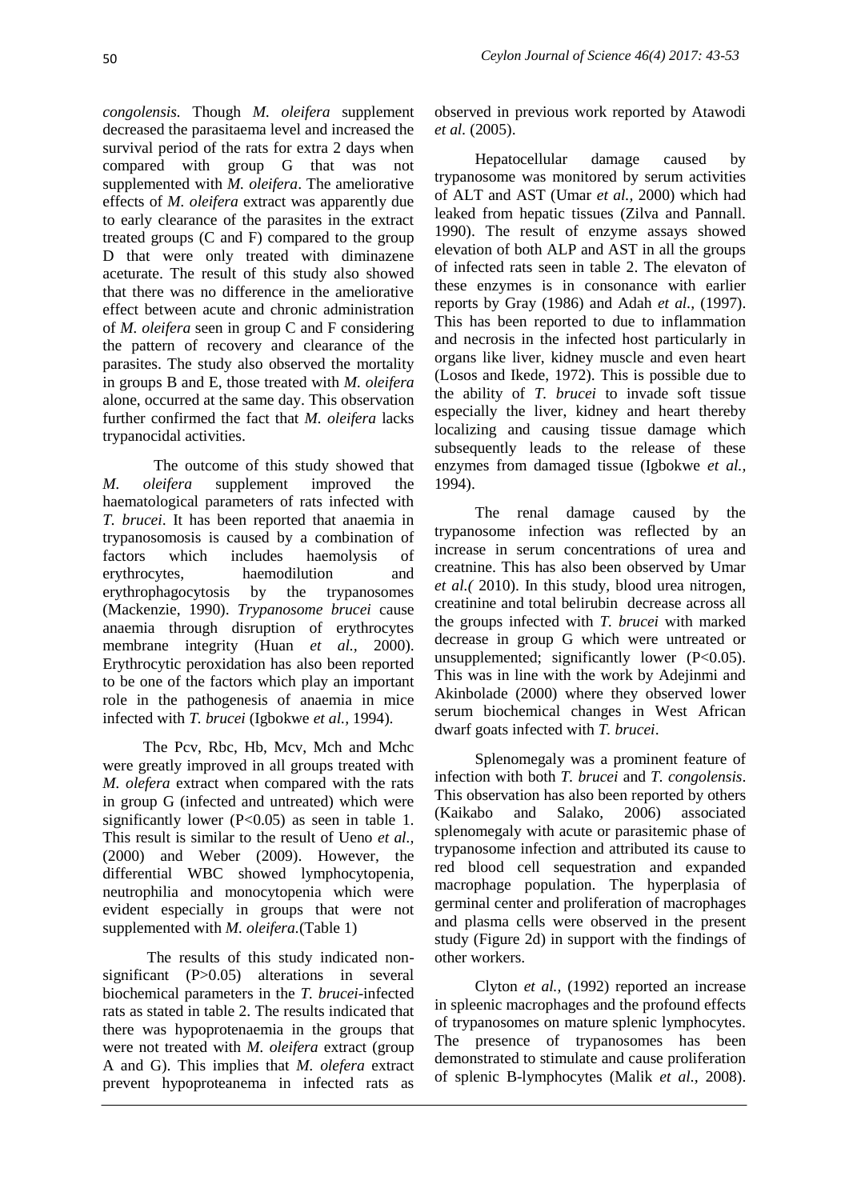*congolensis.* Though *M. oleifera* supplement decreased the parasitaema level and increased the survival period of the rats for extra 2 days when compared with group G that was not supplemented with *M. oleifera*. The ameliorative effects of *M. oleifera* extract was apparently due to early clearance of the parasites in the extract treated groups (C and F) compared to the group D that were only treated with diminazene aceturate. The result of this study also showed that there was no difference in the ameliorative effect between acute and chronic administration of *M. oleifera* seen in group C and F considering the pattern of recovery and clearance of the parasites. The study also observed the mortality in groups B and E, those treated with *M. oleifera* alone, occurred at the same day. This observation further confirmed the fact that *M. oleifera* lacks trypanocidal activities.

The outcome of this study showed that *M. oleifera* supplement improved the haematological parameters of rats infected with *T. brucei*. It has been reported that anaemia in trypanosomosis is caused by a combination of factors which includes haemolysis of erythrocytes, haemodilution and erythrophagocytosis by the trypanosomes (Mackenzie, 1990). *Trypanosome brucei* cause anaemia through disruption of erythrocytes membrane integrity (Huan *et al.,* 2000). Erythrocytic peroxidation has also been reported to be one of the factors which play an important role in the pathogenesis of anaemia in mice infected with *T. brucei* (Igbokwe *et al.,* 1994).

The Pcv, Rbc, Hb, Mcv, Mch and Mchc were greatly improved in all groups treated with *M. olefera* extract when compared with the rats in group G (infected and untreated) which were significantly lower ($P<0.05$) as seen in table 1. This result is similar to the result of Ueno *et al.,* (2000) and Weber (2009). However, the differential WBC showed lymphocytopenia, neutrophilia and monocytopenia which were evident especially in groups that were not supplemented with *M. oleifera.*(Table 1)

The results of this study indicated non-significant ($P>0.05$) alterations in several biochemical parameters in the *T. brucei*-infected rats as stated in table 2. The results indicated that there was hypoprotenaemia in the groups that were not treated with *M. oleifera* extract (group A and G). This implies that *M. olefera* extract prevent hypoproteanema in infected rats as observed in previous work reported by Atawodi *et al.* (2005).

Hepatocellular damage caused by trypanosome was monitored by serum activities of ALT and AST (Umar *et al.,* 2000) which had leaked from hepatic tissues (Zilva and Pannall. 1990). The result of enzyme assays showed elevation of both ALP and AST in all the groups of infected rats seen in table 2. The elevaton of these enzymes is in consonance with earlier reports by Gray (1986) and Adah *et al.,* (1997). This has been reported to due to inflammation and necrosis in the infected host particularly in organs like liver, kidney muscle and even heart (Losos and Ikede, 1972). This is possible due to the ability of *T. brucei* to invade soft tissue especially the liver, kidney and heart thereby localizing and causing tissue damage which subsequently leads to the release of these enzymes from damaged tissue (Igbokwe *et al.,* 1994).

The renal damage caused by the trypanosome infection was reflected by an increase in serum concentrations of urea and creatnine. This has also been observed by Umar *et al.(* 2010). In this study, blood urea nitrogen, creatinine and total belirubin decrease across all the groups infected with *T. brucei* with marked decrease in group G which were untreated or unsupplemented; significantly lower ($P<0.05$). This was in line with the work by Adejinmi and Akinbolade (2000) where they observed lower serum biochemical changes in West African dwarf goats infected with *T. brucei*.

Splenomegaly was a prominent feature of infection with both *T. brucei* and *T. congolensis*. This observation has also been reported by others (Kaikabo and Salako, 2006) associated splenomegaly with acute or parasitemic phase of trypanosome infection and attributed its cause to red blood cell sequestration and expanded macrophage population. The hyperplasia of germinal center and proliferation of macrophages and plasma cells were observed in the present study (Figure 2d) in support with the findings of other workers.

Clyton *et al.,* (1992) reported an increase in spleenic macrophages and the profound effects of trypanosomes on mature splenic lymphocytes. The presence of trypanosomes has been demonstrated to stimulate and cause proliferation of splenic B-lymphocytes (Malik *et al.,* 2008).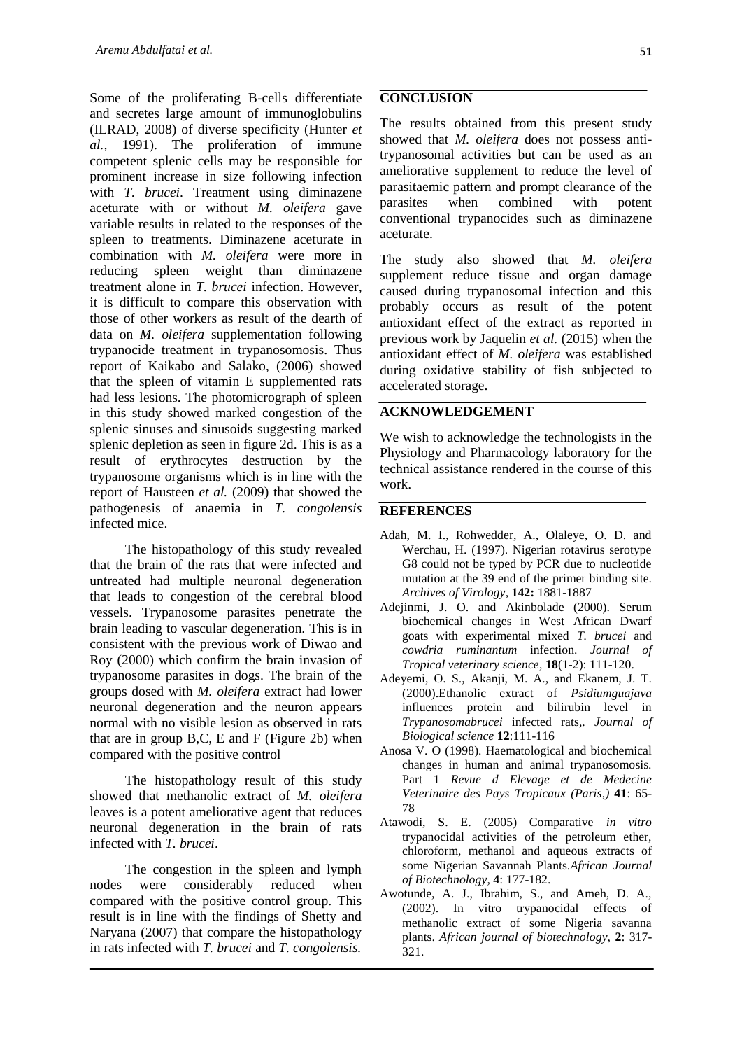Some of the proliferating B-cells differentiate and secretes large amount of immunoglobulins (ILRAD, 2008) of diverse specificity (Hunter *et al.,* 1991). The proliferation of immune competent splenic cells may be responsible for prominent increase in size following infection with *T. brucei*. Treatment using diminazene aceturate with or without *M. oleifera* gave variable results in related to the responses of the spleen to treatments. Diminazene aceturate in combination with *M. oleifera* were more in reducing spleen weight than diminazene treatment alone in *T. brucei* infection. However, it is difficult to compare this observation with those of other workers as result of the dearth of data on *M. oleifera* supplementation following trypanocide treatment in trypanosomosis. Thus report of Kaikabo and Salako, (2006) showed that the spleen of vitamin E supplemented rats had less lesions. The photomicrograph of spleen in this study showed marked congestion of the splenic sinuses and sinusoids suggesting marked splenic depletion as seen in figure 2d. This is as a result of erythrocytes destruction by the trypanosome organisms which is in line with the report of Hausteen *et al.* (2009) that showed the pathogenesis of anaemia in *T. congolensis* infected mice.

The histopathology of this study revealed that the brain of the rats that were infected and untreated had multiple neuronal degeneration that leads to congestion of the cerebral blood vessels. Trypanosome parasites penetrate the brain leading to vascular degeneration. This is in consistent with the previous work of Diwao and Roy (2000) which confirm the brain invasion of trypanosome parasites in dogs. The brain of the groups dosed with *M. oleifera* extract had lower neuronal degeneration and the neuron appears normal with no visible lesion as observed in rats that are in group B,C, E and F (Figure 2b) when compared with the positive control

The histopathology result of this study showed that methanolic extract of *M. oleifera* leaves is a potent ameliorative agent that reduces neuronal degeneration in the brain of rats infected with *T. brucei*.

The congestion in the spleen and lymph nodes were considerably reduced when compared with the positive control group. This result is in line with the findings of Shetty and Naryana (2007) that compare the histopathology in rats infected with *T. brucei* and *T. congolensis.*

## CONCLUSION

The results obtained from this present study showed that *M. oleifera* does not possess anti-trypanosomal activities but can be used as an ameliorative supplement to reduce the level of parasitaemic pattern and prompt clearance of the parasites when combined with potent conventional trypanocides such as diminazene aceturate.

The study also showed that *M. oleifera* supplement reduce tissue and organ damage caused during trypanosomal infection and this probably occurs as result of the potent antioxidant effect of the extract as reported in previous work by Jaquelin *et al.* (2015) when the antioxidant effect of *M. oleifera* was established during oxidative stability of fish subjected to accelerated storage.

## ACKNOWLEDGEMENT

We wish to acknowledge the technologists in the Physiology and Pharmacology laboratory for the technical assistance rendered in the course of this work.

## REFERENCES

- Adah, M. I., Rohwedder, A., Olaleye, O. D. and Werchau, H. (1997). Nigerian rotavirus serotype G8 could not be typed by PCR due to nucleotide mutation at the 39 end of the primer binding site. *Archives of Virology,* **142:** 1881-1887
- Adejinmi, J. O. and Akinbolade (2000). Serum biochemical changes in West African Dwarf goats with experimental mixed *T. brucei* and *cowdria ruminantum* infection. *Journal of Tropical veterinary science,* **18**(1-2): 111-120.
- Adeyemi, O. S., Akanji, M. A., and Ekanem, J. T. (2000).Ethanolic extract of *Psidiumguajava* influences protein and bilirubin level in *Trypanosomabrucei* infected rats,. *Journal of Biological science* **12**:111-116
- Anosa V. O (1998). Haematological and biochemical changes in human and animal trypanosomosis. Part 1 *Revue d Elevage et de Medecine Veterinaire des Pays Tropicaux (Paris,)* **41**: 65-78
- Atawodi, S. E. (2005) Comparative *in vitro* trypanocidal activities of the petroleum ether, chloroform, methanol and aqueous extracts of some Nigerian Savannah Plants.*African Journal of Biotechnology,* **4**: 177-182.
- Awotunde, A. J., Ibrahim, S., and Ameh, D. A., (2002). In vitro trypanocidal effects of methanolic extract of some Nigeria savanna plants. *African journal of biotechnology,* **2**: 317-321.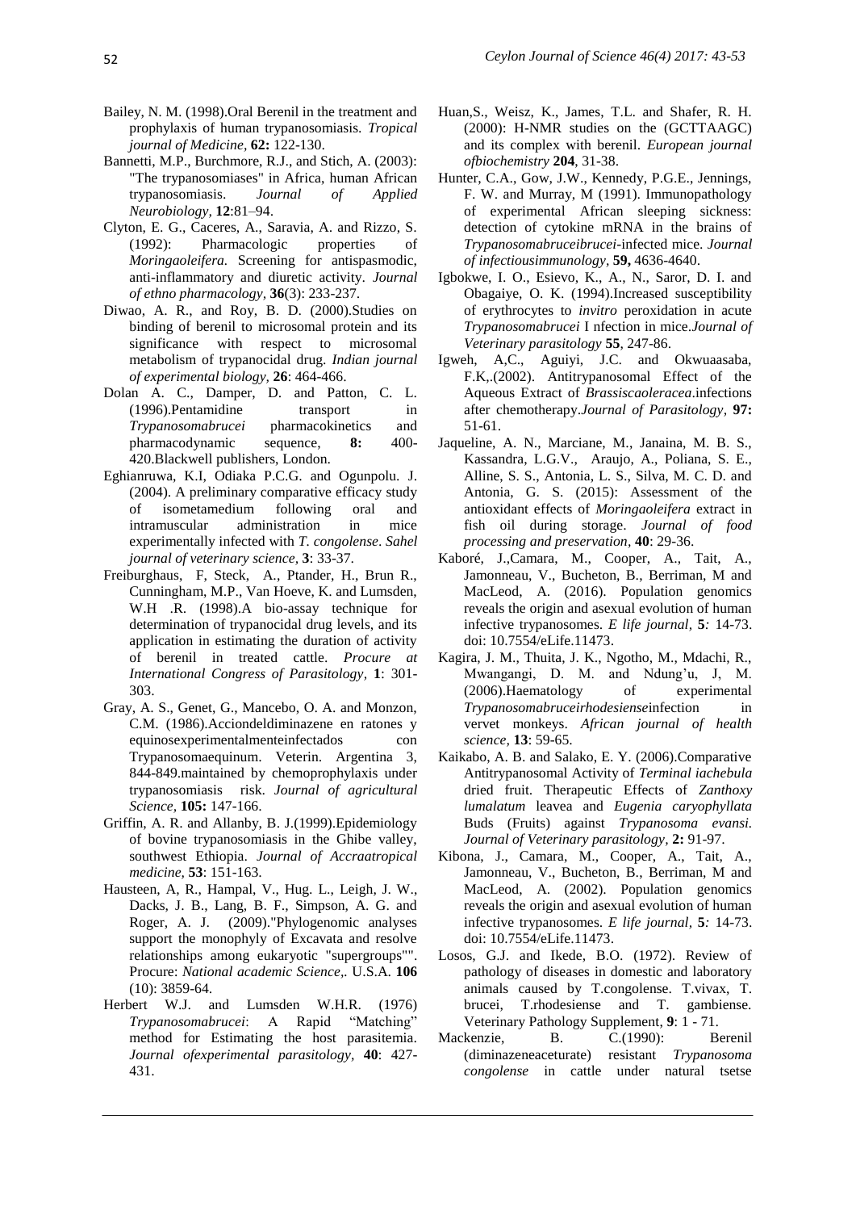Bailey, N. M. (1998).Oral Berenil in the treatment and prophylaxis of human trypanosomiasis. *Tropical journal of Medicine,* **62:** 122-130.

Bannetti, M.P., Burchmore, R.J., and Stich, A. (2003): "The trypanosomiases" in Africa, human African trypanosomiasis. *Journal of Applied Neurobiology,* **12**:81–94.

Clyton, E. G., Caceres, A., Saravia, A. and Rizzo, S. (1992): Pharmacologic properties of *Moringaoleifera.* Screening for antispasmodic, anti-inflammatory and diuretic activity. *Journal of ethno pharmacology,* **36**(3): 233-237.

Diwao, A. R., and Roy, B. D. (2000).Studies on binding of berenil to microsomal protein and its significance with respect to microsomal metabolism of trypanocidal drug. *Indian journal of experimental biology,* **26**: 464-466.

Dolan A. C., Damper, D. and Patton, C. L. (1996).Pentamidine transport in *Trypanosomabrucei* pharmacokinetics and pharmacodynamic sequence, **8:** 400-420.Blackwell publishers, London.

Eghianruwa, K.I, Odiaka P.C.G. and Ogunpolu. J. (2004). A preliminary comparative efficacy study of isometamedium following oral and intramuscular administration in mice experimentally infected with *T. congolense*. *Sahel journal of veterinary science,* **3**: 33-37.

Freiburghaus, F, Steck, A., Ptander, H., Brun R., Cunningham, M.P., Van Hoeve, K. and Lumsden, W.H .R. (1998).A bio-assay technique for determination of trypanocidal drug levels, and its application in estimating the duration of activity of berenil in treated cattle. *Procure at International Congress of Parasitology,* **1**: 301-303.

Gray, A. S., Genet, G., Mancebo, O. A. and Monzon, C.M. (1986).Acciondeldiminazene en ratones y equinosexperimentalmenteinfectados con Trypanosomaequinum. Veterin. Argentina 3, 844-849.maintained by chemoprophylaxis under trypanosomiasis risk. *Journal of agricultural Science,* **105:** 147-166.

Griffin, A. R. and Allanby, B. J.(1999).Epidemiology of bovine trypanosomiasis in the Ghibe valley, southwest Ethiopia. *Journal of Accraatropical medicine,* **53**: 151-163.

Hausteen, A, R., Hampal, V., Hug. L., Leigh, J. W., Dacks, J. B., Lang, B. F., Simpson, A. G. and Roger, A. J. (2009)."Phylogenomic analyses support the monophyly of Excavata and resolve relationships among eukaryotic "supergroups"". Procure: *National academic Science*,. U.S.A. **106** (10): 3859-64.

Herbert W.J. and Lumsden W.H.R. (1976) *Trypanosomabrucei*: A Rapid "Matching" method for Estimating the host parasitemia. *Journal ofexperimental parasitology*, **40**: 427-431.

Huan,S., Weisz, K., James, T.L. and Shafer, R. H. (2000): H-NMR studies on the (GCTTAAGC) and its complex with berenil. *European journal ofbiochemistry* **204**, 31-38.

Hunter, C.A., Gow, J.W., Kennedy, P.G.E., Jennings, F. W. and Murray, M (1991). Immunopathology of experimental African sleeping sickness: detection of cytokine mRNA in the brains of *Trypanosomabruceibrucei*-infected mice. *Journal of infectiousimmunology,* **59,** 4636-4640.

Igbokwe, I. O., Esievo, K., A., N., Saror, D. I. and Obagaiye, O. K. (1994).Increased susceptibility of erythrocytes to *invitro* peroxidation in acute *Trypanosomabrucei* I nfection in mice.*Journal of Veterinary parasitology* **55**, 247-86.

Igweh, A,C., Aguiyi, J.C. and Okwuaasaba, F.K,.(2002). Antitrypanosomal Effect of the Aqueous Extract of *Brassiscaoleracea*.infections after chemotherapy.*Journal of Parasitology,* **97:** 51-61.

Jaqueline, A. N., Marciane, M., Janaina, M. B. S., Kassandra, L.G.V., Araujo, A., Poliana, S. E., Alline, S. S., Antonia, L. S., Silva, M. C. D. and Antonia, G. S. (2015): Assessment of the antioxidant effects of *Moringaoleifera* extract in fish oil during storage. *Journal of food processing and preservation,* **40**: 29-36.

Kaboré, J.,Camara, M., Cooper, A., Tait, A., Jamonneau, V., Bucheton, B., Berriman, M and MacLeod, A. (2016). Population genomics reveals the origin and asexual evolution of human infective trypanosomes. *E life journal,* **5***:* 14-73. doi: 10.7554/eLife.11473.

Kagira, J. M., Thuita, J. K., Ngotho, M., Mdachi, R., Mwangangi, D. M. and Ndung'u, J, M. (2006).Haematology of experimental *Trypanosomabruceirhodesiense*infection in vervet monkeys. *African journal of health science,* **13**: 59-65.

Kaikabo, A. B. and Salako, E. Y. (2006).Comparative Antitrypanosomal Activity of *Terminal iachebula* dried fruit. Therapeutic Effects of *Zanthoxy lumalatum* leavea and *Eugenia caryophyllata* Buds (Fruits) against *Trypanosoma evansi. Journal of Veterinary parasitology,* **2:** 91-97.

Kibona, J., Camara, M., Cooper, A., Tait, A., Jamonneau, V., Bucheton, B., Berriman, M and MacLeod, A. (2002). Population genomics reveals the origin and asexual evolution of human infective trypanosomes. *E life journal,* **5***:* 14-73. doi: 10.7554/eLife.11473.

Losos, G.J. and Ikede, B.O. (1972). Review of pathology of diseases in domestic and laboratory animals caused by T.congolense. T.vivax, T. brucei, T.rhodesiense and T. gambiense. Veterinary Pathology Supplement, **9**: 1 - 71.

Mackenzie, B. C.(1990): Berenil (diminazeneaceturate) resistant *Trypanosoma congolense* in cattle under natural tsetse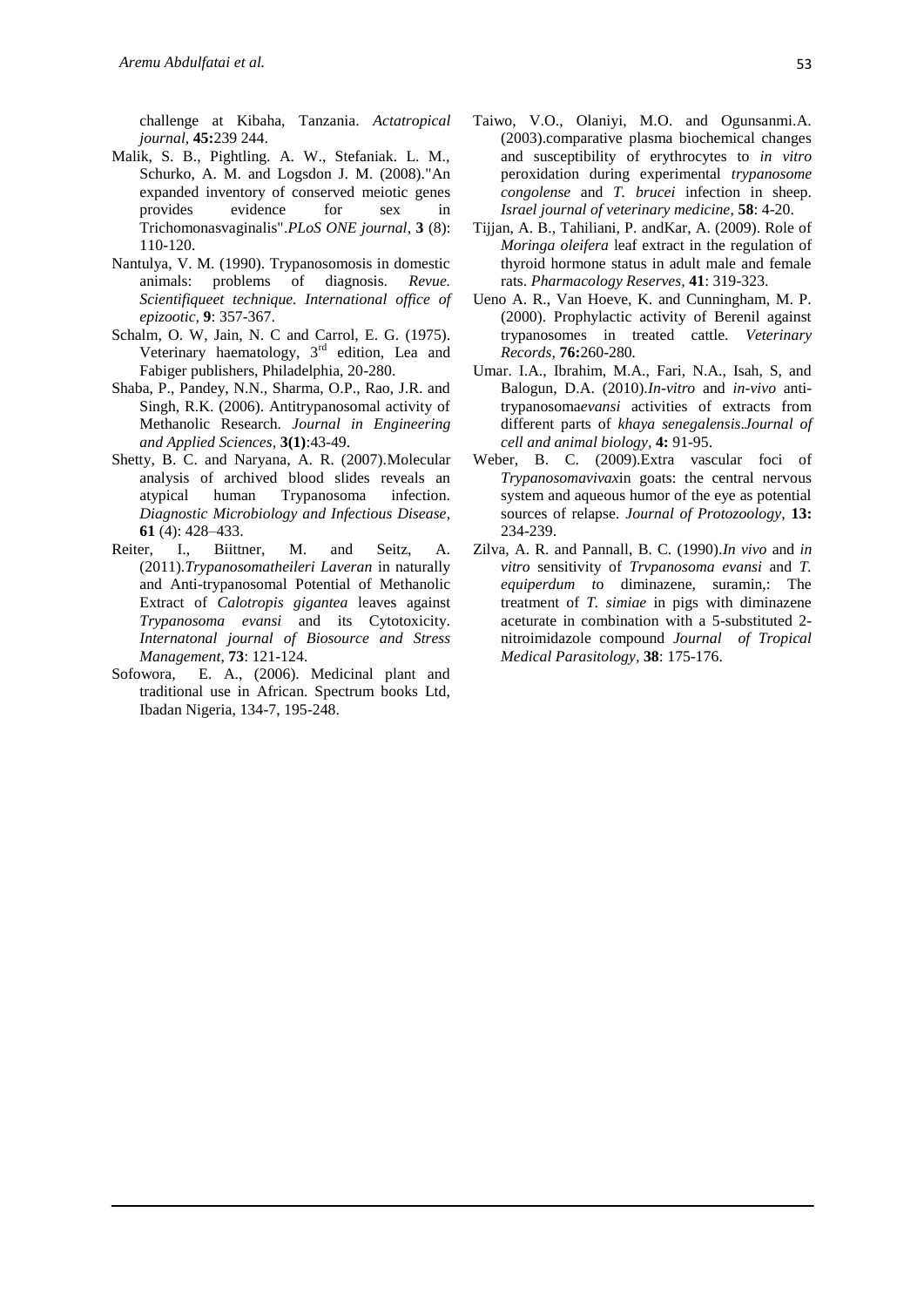challenge at Kibaha, Tanzania. *Actatropical journal,* **45:**239 244.

Malik, S. B., Pightling. A. W., Stefaniak. L. M., Schurko, A. M. and Logsdon J. M. (2008)."An expanded inventory of conserved meiotic genes provides evidence for sex in Trichomonasvaginalis".*PLoS ONE journal,* **3** (8): 110-120.

Nantulya, V. M. (1990). Trypanosomosis in domestic animals: problems of diagnosis. *Revue. Scientifiqueet technique. International office of epizootic,* **9**: 357-367.

Schalm, O. W, Jain, N. C and Carrol, E. G. (1975). Veterinary haematology, 3rd edition, Lea and Fabiger publishers, Philadelphia, 20-280.

Shaba, P., Pandey, N.N., Sharma, O.P., Rao, J.R. and Singh, R.K. (2006). Antitrypanosomal activity of Methanolic Research. *Journal in Engineering and Applied Sciences,* **3(1)**:43-49.

Shetty, B. C. and Naryana, A. R. (2007).Molecular analysis of archived blood slides reveals an atypical human Trypanosoma infection. *Diagnostic Microbiology and Infectious Disease,* **61** (4): 428–433.

Reiter, I., Biittner, M. and Seitz, A. (2011).*Trypanosomatheileri Laveran* in naturally and Anti-trypanosomal Potential of Methanolic Extract of *Calotropis gigantea* leaves against *Trypanosoma evansi* and its Cytotoxicity. *Internatonal journal of Biosource and Stress Management,* **73**: 121-124.

Sofowora, E. A., (2006). Medicinal plant and traditional use in African. Spectrum books Ltd, Ibadan Nigeria, 134-7, 195-248.

Taiwo, V.O., Olaniyi, M.O. and Ogunsanmi.A. (2003).comparative plasma biochemical changes and susceptibility of erythrocytes to *in vitro* peroxidation during experimental *trypanosome congolense* and *T. brucei* infection in sheep. *Israel journal of veterinary medicine,* **58**: 4-20.

Tijjan, A. B., Tahiliani, P. andKar, A. (2009). Role of *Moringa oleifera* leaf extract in the regulation of thyroid hormone status in adult male and female rats. *Pharmacology Reserves,* **41**: 319-323.

Ueno A. R., Van Hoeve, K. and Cunningham, M. P. (2000). Prophylactic activity of Berenil against trypanosomes in treated cattle. *Veterinary Records,* **76:**260-280.

Umar. I.A., Ibrahim, M.A., Fari, N.A., Isah, S, and Balogun, D.A. (2010).*In-vitro* and *in-vivo* anti-trypanosoma*evansi* activities of extracts from different parts of *khaya senegalensis*.*Journal of cell and animal biology,* **4:** 91-95.

Weber, B. C. (2009).Extra vascular foci of *Trypanosomavivax*in goats: the central nervous system and aqueous humor of the eye as potential sources of relapse. *Journal of Protozoology,* **13:** 234-239.

Zilva, A. R. and Pannall, B. C. (1990).*In vivo* and *in vitro* sensitivity of *Trvpanosoma evansi* and *T. equiperdum t*o diminazene, suramin,: The treatment of *T. simiae* in pigs with diminazene aceturate in combination with a 5-substituted 2-nitroimidazole compound *Journal of Tropical Medical Parasitology,* **38**: 175-176.